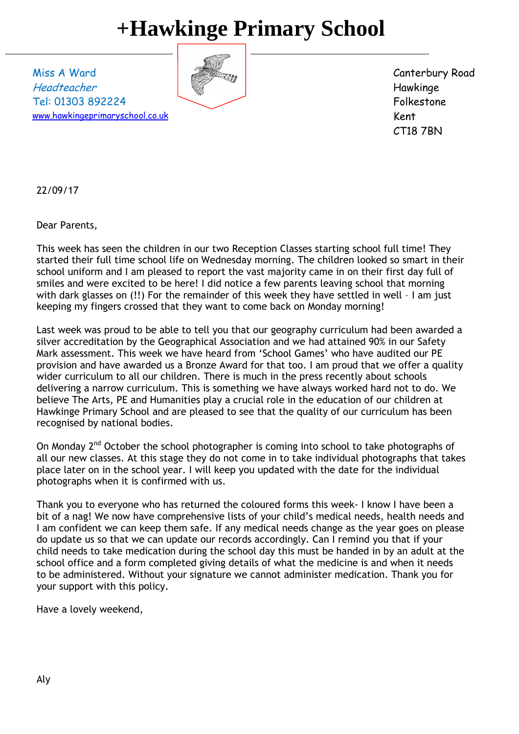# +Hawkinge Primary School

Miss A Ward
*Headteacher*
Tel: 01303 892224
www.hawkingeprimaryschool.co.uk

Canterbury Road
Hawkinge
Folkestone
Kent
CT18 7BN

22/09/17

Dear Parents,

This week has seen the children in our two Reception Classes starting school full time! They started their full time school life on Wednesday morning. The children looked so smart in their school uniform and I am pleased to report the vast majority came in on their first day full of smiles and were excited to be here! I did notice a few parents leaving school that morning with dark glasses on (!!) For the remainder of this week they have settled in well – I am just keeping my fingers crossed that they want to come back on Monday morning!

Last week was proud to be able to tell you that our geography curriculum had been awarded a silver accreditation by the Geographical Association and we had attained 90% in our Safety Mark assessment. This week we have heard from 'School Games' who have audited our PE provision and have awarded us a Bronze Award for that too. I am proud that we offer a quality wider curriculum to all our children. There is much in the press recently about schools delivering a narrow curriculum. This is something we have always worked hard not to do. We believe The Arts, PE and Humanities play a crucial role in the education of our children at Hawkinge Primary School and are pleased to see that the quality of our curriculum has been recognised by national bodies.

On Monday 2nd October the school photographer is coming into school to take photographs of all our new classes. At this stage they do not come in to take individual photographs that takes place later on in the school year. I will keep you updated with the date for the individual photographs when it is confirmed with us.

Thank you to everyone who has returned the coloured forms this week- I know I have been a bit of a nag! We now have comprehensive lists of your child's medical needs, health needs and I am confident we can keep them safe. If any medical needs change as the year goes on please do update us so that we can update our records accordingly. Can I remind you that if your child needs to take medication during the school day this must be handed in by an adult at the school office and a form completed giving details of what the medicine is and when it needs to be administered. Without your signature we cannot administer medication. Thank you for your support with this policy.

Have a lovely weekend,

Aly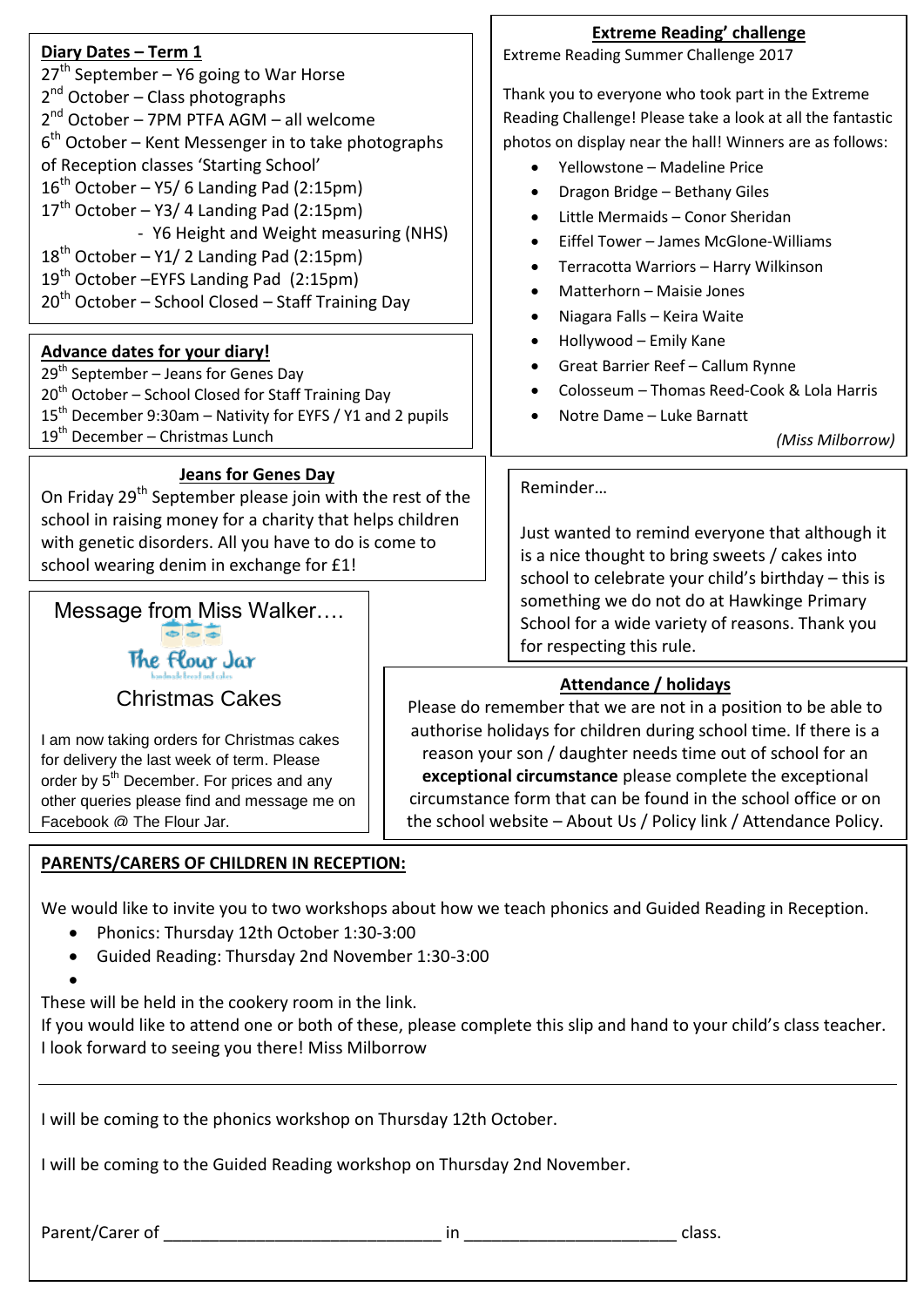## Diary Dates – Term 1

27th September – Y6 going to War Horse
2nd October – Class photographs
2nd October – 7PM PTFA AGM – all welcome
6th October – Kent Messenger in to take photographs of Reception classes 'Starting School'
16th October – Y5/ 6 Landing Pad (2:15pm)
17th October – Y3/ 4 Landing Pad (2:15pm)
- Y6 Height and Weight measuring (NHS)

18th October – Y1/ 2 Landing Pad (2:15pm)
19th October –EYFS Landing Pad (2:15pm)
20th October – School Closed – Staff Training Day

## Advance dates for your diary!

29th September – Jeans for Genes Day
20th October – School Closed for Staff Training Day
15th December 9:30am – Nativity for EYFS / Y1 and 2 pupils
19th December – Christmas Lunch

## Jeans for Genes Day

On Friday 29th September please join with the rest of the school in raising money for a charity that helps children with genetic disorders. All you have to do is come to school wearing denim in exchange for £1!

## Message from Miss Walker….

The Flour Jar
handmade bread and cakes

Christmas Cakes

I am now taking orders for Christmas cakes for delivery the last week of term. Please order by 5th December. For prices and any other queries please find and message me on Facebook @ The Flour Jar.

## Extreme Reading' challenge

Extreme Reading Summer Challenge 2017

Thank you to everyone who took part in the Extreme Reading Challenge! Please take a look at all the fantastic photos on display near the hall! Winners are as follows:

- Yellowstone – Madeline Price
- Dragon Bridge – Bethany Giles
- Little Mermaids – Conor Sheridan
- Eiffel Tower – James McGlone-Williams
- Terracotta Warriors – Harry Wilkinson
- Matterhorn – Maisie Jones
- Niagara Falls – Keira Waite
- Hollywood – Emily Kane
- Great Barrier Reef – Callum Rynne
- Colosseum – Thomas Reed-Cook & Lola Harris
- Notre Dame – Luke Barnatt

*(Miss Milborrow)*

Reminder…

Just wanted to remind everyone that although it is a nice thought to bring sweets / cakes into school to celebrate your child's birthday – this is something we do not do at Hawkinge Primary School for a wide variety of reasons. Thank you for respecting this rule.

## Attendance / holidays

Please do remember that we are not in a position to be able to authorise holidays for children during school time. If there is a reason your son / daughter needs time out of school for an **exceptional circumstance** please complete the exceptional circumstance form that can be found in the school office or on the school website – About Us / Policy link / Attendance Policy.

## PARENTS/CARERS OF CHILDREN IN RECEPTION:

We would like to invite you to two workshops about how we teach phonics and Guided Reading in Reception.

- Phonics: Thursday 12th October 1:30-3:00
- Guided Reading: Thursday 2nd November 1:30-3:00

These will be held in the cookery room in the link.
If you would like to attend one or both of these, please complete this slip and hand to your child's class teacher.
I look forward to seeing you there! Miss Milborrow

---

I will be coming to the phonics workshop on Thursday 12th October.

I will be coming to the Guided Reading workshop on Thursday 2nd November.

Parent/Carer of ______________________________ in ______________________ class.